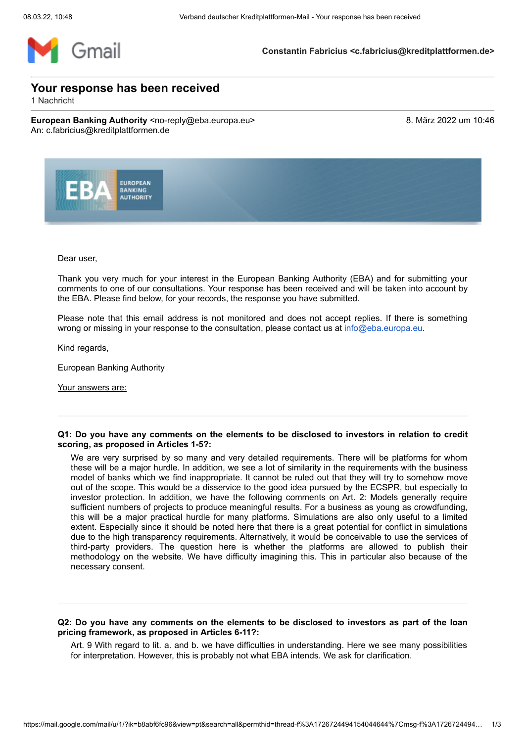Constantin Fabricius <c.fabricius@kreditplattformen.de>

# Your response has been received

1 Nachricht

**European Banking Authority** <no-reply@eba.europa.eu>
An: c.fabricius@kreditplattformen.de

8. März 2022 um 10:46

Dear user,

Thank you very much for your interest in the European Banking Authority (EBA) and for submitting your comments to one of our consultations. Your response has been received and will be taken into account by the EBA. Please find below, for your records, the response you have submitted.

Please note that this email address is not monitored and does not accept replies. If there is something wrong or missing in your response to the consultation, please contact us at info@eba.europa.eu.

Kind regards,

European Banking Authority

Your answers are:

**Q1: Do you have any comments on the elements to be disclosed to investors in relation to credit scoring, as proposed in Articles 1-5?:**

We are very surprised by so many and very detailed requirements. There will be platforms for whom these will be a major hurdle. In addition, we see a lot of similarity in the requirements with the business model of banks which we find inappropriate. It cannot be ruled out that they will try to somehow move out of the scope. This would be a disservice to the good idea pursued by the ECSPR, but especially to investor protection. In addition, we have the following comments on Art. 2: Models generally require sufficient numbers of projects to produce meaningful results. For a business as young as crowdfunding, this will be a major practical hurdle for many platforms. Simulations are also only useful to a limited extent. Especially since it should be noted here that there is a great potential for conflict in simulations due to the high transparency requirements. Alternatively, it would be conceivable to use the services of third-party providers. The question here is whether the platforms are allowed to publish their methodology on the website. We have difficulty imagining this. This in particular also because of the necessary consent.

**Q2: Do you have any comments on the elements to be disclosed to investors as part of the loan pricing framework, as proposed in Articles 6-11?:**

Art. 9 With regard to lit. a. and b. we have difficulties in understanding. Here we see many possibilities for interpretation. However, this is probably not what EBA intends. We ask for clarification.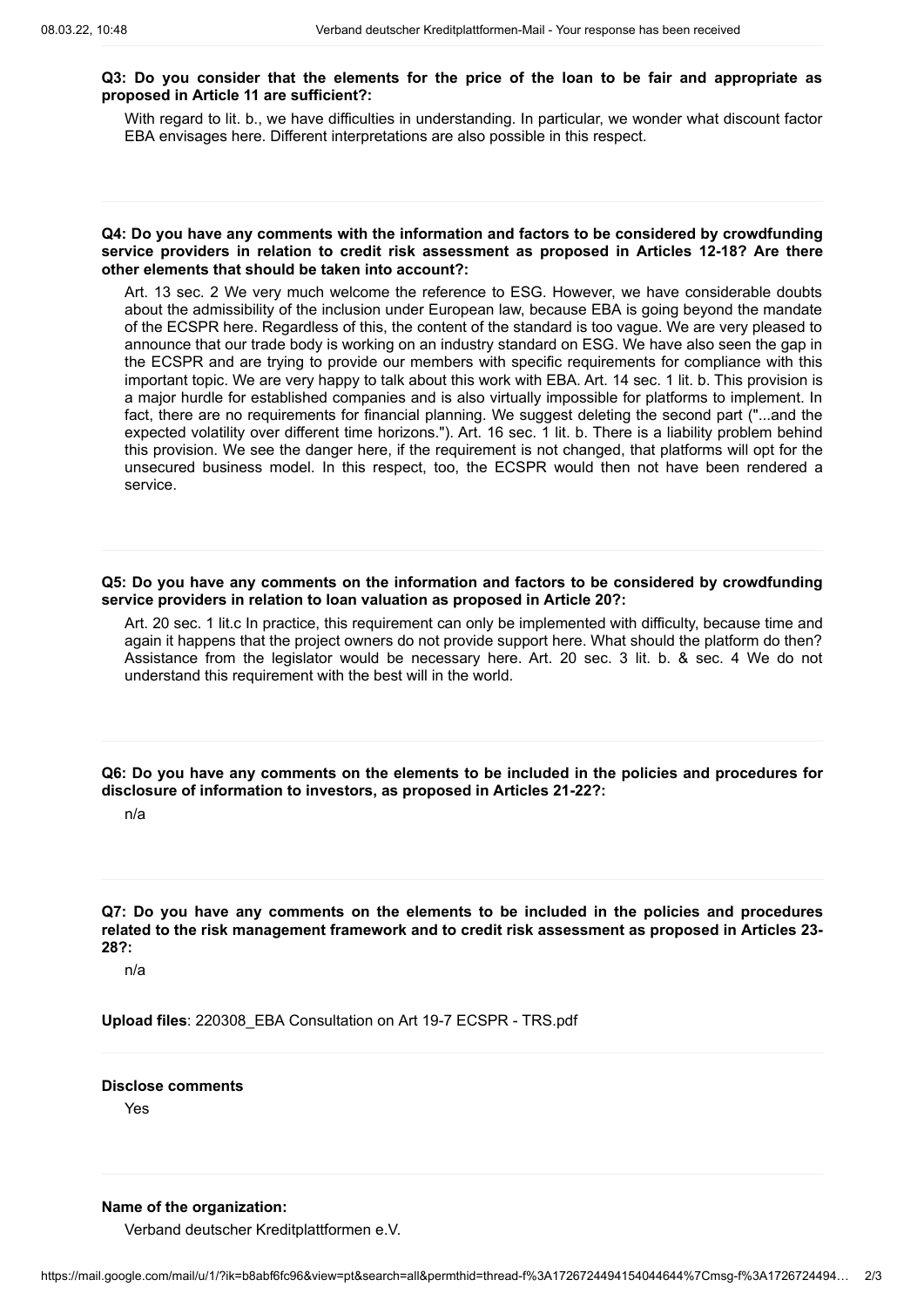**Q3: Do you consider that the elements for the price of the loan to be fair and appropriate as proposed in Article 11 are sufficient?:**

With regard to lit. b., we have difficulties in understanding. In particular, we wonder what discount factor EBA envisages here. Different interpretations are also possible in this respect.

**Q4: Do you have any comments with the information and factors to be considered by crowdfunding service providers in relation to credit risk assessment as proposed in Articles 12-18? Are there other elements that should be taken into account?:**

Art. 13 sec. 2 We very much welcome the reference to ESG. However, we have considerable doubts about the admissibility of the inclusion under European law, because EBA is going beyond the mandate of the ECSPR here. Regardless of this, the content of the standard is too vague. We are very pleased to announce that our trade body is working on an industry standard on ESG. We have also seen the gap in the ECSPR and are trying to provide our members with specific requirements for compliance with this important topic. We are very happy to talk about this work with EBA. Art. 14 sec. 1 lit. b. This provision is a major hurdle for established companies and is also virtually impossible for platforms to implement. In fact, there are no requirements for financial planning. We suggest deleting the second part ("...and the expected volatility over different time horizons."). Art. 16 sec. 1 lit. b. There is a liability problem behind this provision. We see the danger here, if the requirement is not changed, that platforms will opt for the unsecured business model. In this respect, too, the ECSPR would then not have been rendered a service.

**Q5: Do you have any comments on the information and factors to be considered by crowdfunding service providers in relation to loan valuation as proposed in Article 20?:**

Art. 20 sec. 1 lit.c In practice, this requirement can only be implemented with difficulty, because time and again it happens that the project owners do not provide support here. What should the platform do then? Assistance from the legislator would be necessary here. Art. 20 sec. 3 lit. b. & sec. 4 We do not understand this requirement with the best will in the world.

**Q6: Do you have any comments on the elements to be included in the policies and procedures for disclosure of information to investors, as proposed in Articles 21-22?:**

n/a

**Q7: Do you have any comments on the elements to be included in the policies and procedures related to the risk management framework and to credit risk assessment as proposed in Articles 23-28?:**

n/a

**Upload files**: 220308_EBA Consultation on Art 19-7 ECSPR - TRS.pdf

**Disclose comments**

Yes

**Name of the organization:**

Verband deutscher Kreditplattformen e.V.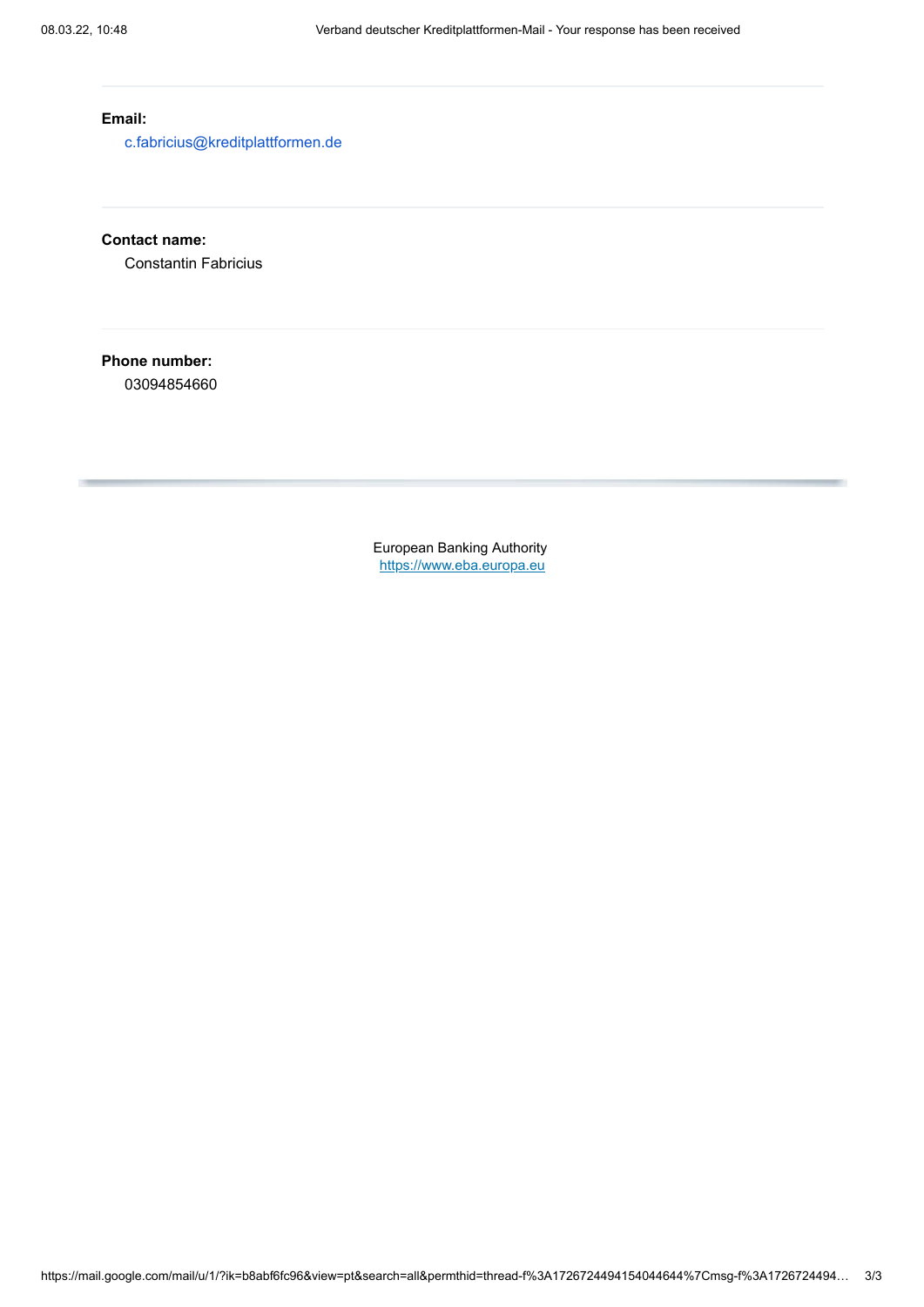**Email:**

c.fabricius@kreditplattformen.de

**Contact name:**

Constantin Fabricius

**Phone number:**

03094854660

European Banking Authority
https://www.eba.europa.eu